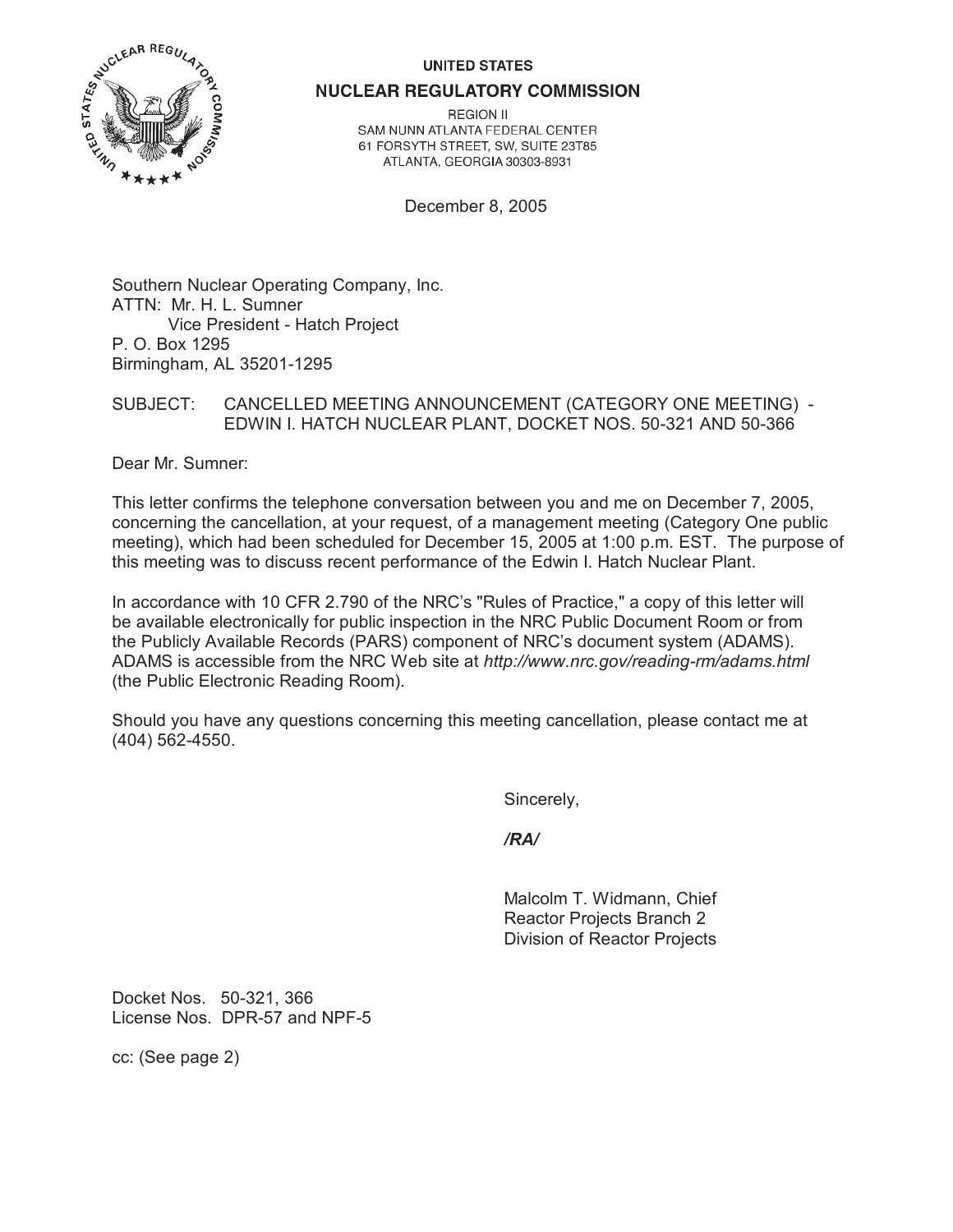UNITED STATES

**NUCLEAR REGULATORY COMMISSION**

REGION II
SAM NUNN ATLANTA FEDERAL CENTER
61 FORSYTH STREET, SW, SUITE 23T85
ATLANTA, GEORGIA 30303-8931

December 8, 2005

Southern Nuclear Operating Company, Inc.
ATTN: Mr. H. L. Sumner
Vice President - Hatch Project
P. O. Box 1295
Birmingham, AL 35201-1295

SUBJECT: CANCELLED MEETING ANNOUNCEMENT (CATEGORY ONE MEETING) - EDWIN I. HATCH NUCLEAR PLANT, DOCKET NOS. 50-321 AND 50-366

Dear Mr. Sumner:

This letter confirms the telephone conversation between you and me on December 7, 2005, concerning the cancellation, at your request, of a management meeting (Category One public meeting), which had been scheduled for December 15, 2005 at 1:00 p.m. EST. The purpose of this meeting was to discuss recent performance of the Edwin I. Hatch Nuclear Plant.

In accordance with 10 CFR 2.790 of the NRC's "Rules of Practice," a copy of this letter will be available electronically for public inspection in the NRC Public Document Room or from the Publicly Available Records (PARS) component of NRC's document system (ADAMS). ADAMS is accessible from the NRC Web site at *http://www.nrc.gov/reading-rm/adams.html* (the Public Electronic Reading Room).

Should you have any questions concerning this meeting cancellation, please contact me at (404) 562-4550.

Sincerely,

***/RA/***

Malcolm T. Widmann, Chief
Reactor Projects Branch 2
Division of Reactor Projects

Docket Nos. 50-321, 366
License Nos. DPR-57 and NPF-5

cc: (See page 2)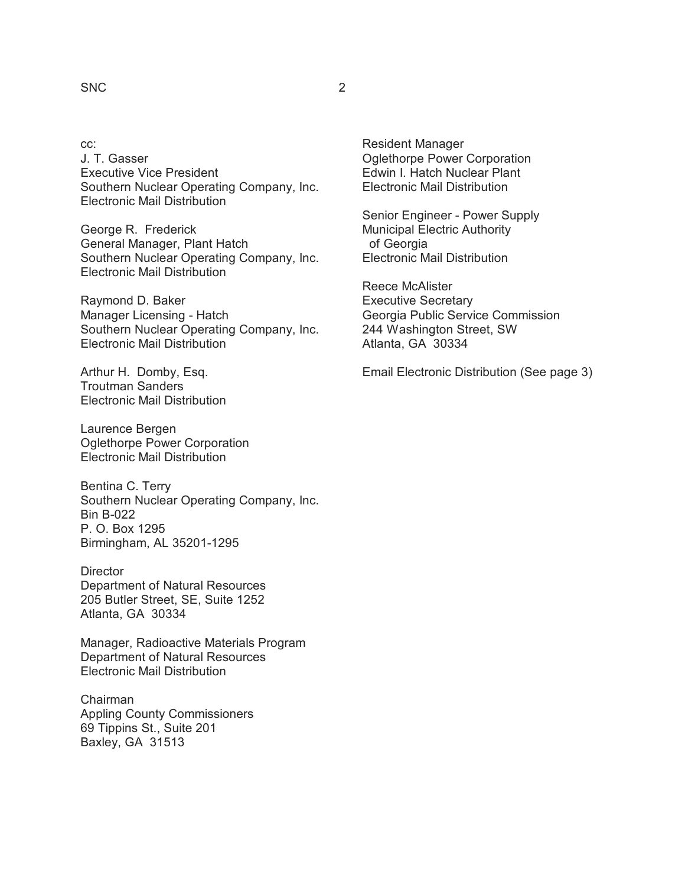cc:
J. T. Gasser
Executive Vice President
Southern Nuclear Operating Company, Inc.
Electronic Mail Distribution

George R. Frederick
General Manager, Plant Hatch
Southern Nuclear Operating Company, Inc.
Electronic Mail Distribution

Raymond D. Baker
Manager Licensing - Hatch
Southern Nuclear Operating Company, Inc.
Electronic Mail Distribution

Arthur H. Domby, Esq.
Troutman Sanders
Electronic Mail Distribution

Laurence Bergen
Oglethorpe Power Corporation
Electronic Mail Distribution

Bentina C. Terry
Southern Nuclear Operating Company, Inc.
Bin B-022
P. O. Box 1295
Birmingham, AL 35201-1295

Director
Department of Natural Resources
205 Butler Street, SE, Suite 1252
Atlanta, GA 30334

Manager, Radioactive Materials Program
Department of Natural Resources
Electronic Mail Distribution

Chairman
Appling County Commissioners
69 Tippins St., Suite 201
Baxley, GA 31513

Resident Manager
Oglethorpe Power Corporation
Edwin I. Hatch Nuclear Plant
Electronic Mail Distribution

Senior Engineer - Power Supply
Municipal Electric Authority
of Georgia
Electronic Mail Distribution

Reece McAlister
Executive Secretary
Georgia Public Service Commission
244 Washington Street, SW
Atlanta, GA 30334

Email Electronic Distribution (See page 3)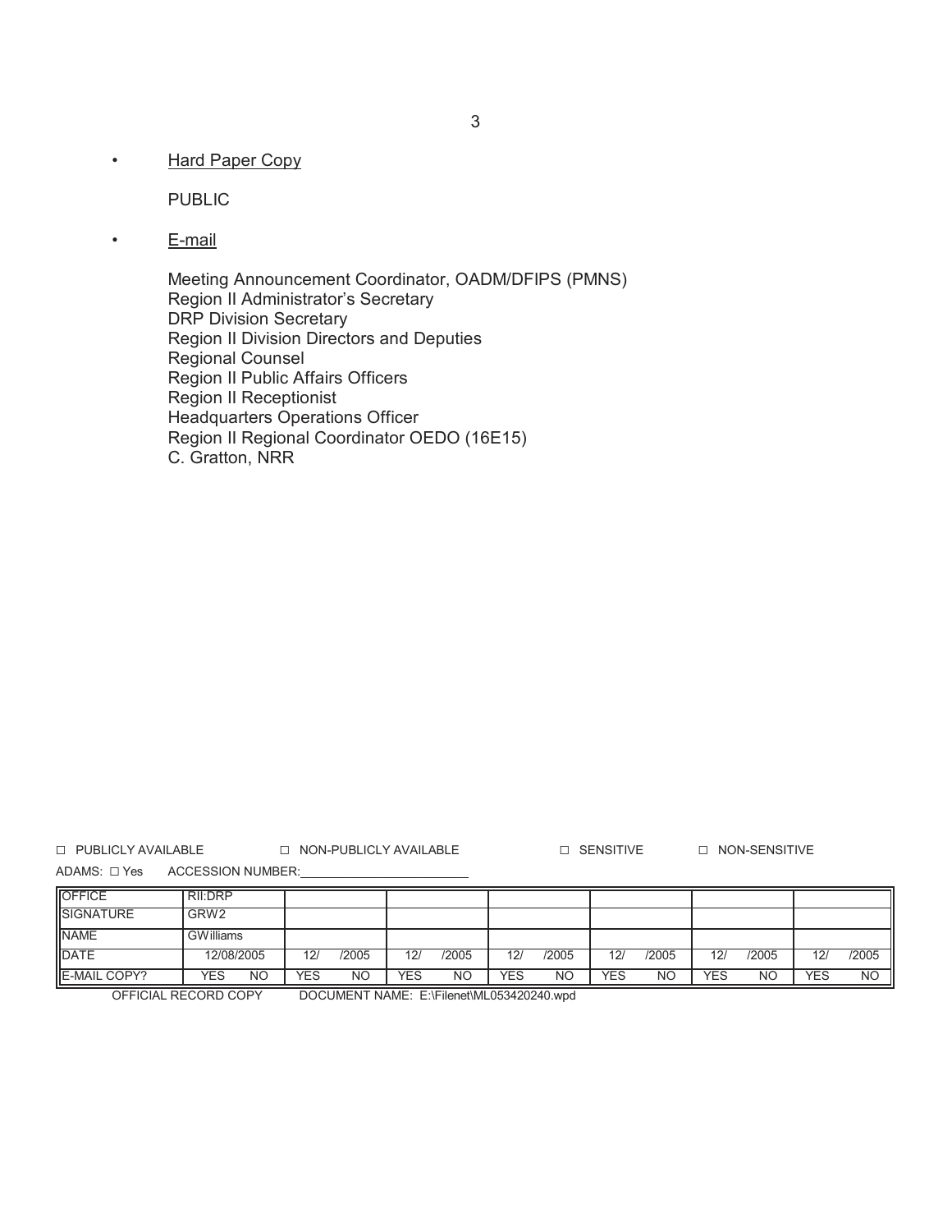- Hard Paper Copy

  PUBLIC

- E-mail

  Meeting Announcement Coordinator, OADM/DFIPS (PMNS)
  Region II Administrator's Secretary
  DRP Division Secretary
  Region II Division Directors and Deputies
  Regional Counsel
  Region II Public Affairs Officers
  Region II Receptionist
  Headquarters Operations Officer
  Region II Regional Coordinator OEDO (16E15)
  C. Gratton, NRR

☐ PUBLICLY AVAILABLE ☐ NON-PUBLICLY AVAILABLE ☐ SENSITIVE ☐ NON-SENSITIVE

ADAMS: ☐ Yes ACCESSION NUMBER:________________________

| OFFICE | RII:DRP | | | | | | | | | | | | | |
|---|---|---|---|---|---|---|---|---|---|---|---|---|---|---|
| SIGNATURE | GRW2 | | | | | | | | | | | | | |
| NAME | GWilliams | | | | | | | | | | | | | |
| DATE | 12/08/2005 | | 12/ | /2005 | 12/ | /2005 | 12/ | /2005 | 12/ | /2005 | 12/ | /2005 | 12/ | /2005 |
| E-MAIL COPY? | YES | NO | YES | NO | YES | NO | YES | NO | YES | NO | YES | NO | YES | NO |

OFFICIAL RECORD COPY DOCUMENT NAME: E:\Filenet\ML053420240.wpd